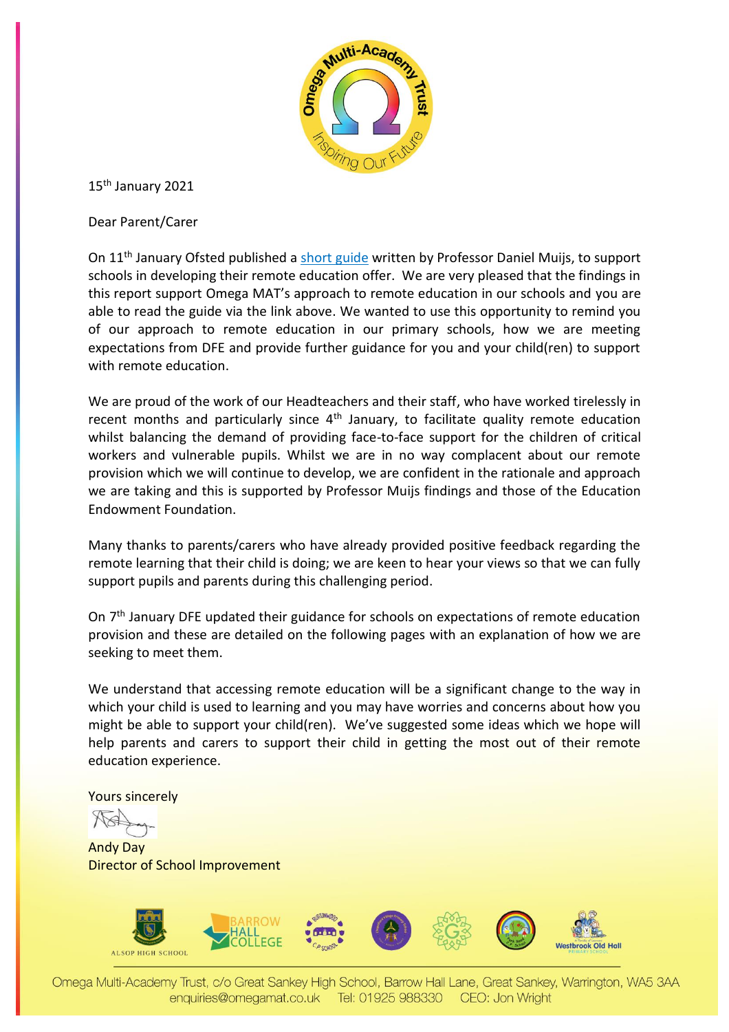15th January 2021

Dear Parent/Carer

On 11th January Ofsted published a short guide written by Professor Daniel Muijs, to support schools in developing their remote education offer. We are very pleased that the findings in this report support Omega MAT's approach to remote education in our schools and you are able to read the guide via the link above. We wanted to use this opportunity to remind you of our approach to remote education in our primary schools, how we are meeting expectations from DFE and provide further guidance for you and your child(ren) to support with remote education.

We are proud of the work of our Headteachers and their staff, who have worked tirelessly in recent months and particularly since 4th January, to facilitate quality remote education whilst balancing the demand of providing face-to-face support for the children of critical workers and vulnerable pupils. Whilst we are in no way complacent about our remote provision which we will continue to develop, we are confident in the rationale and approach we are taking and this is supported by Professor Muijs findings and those of the Education Endowment Foundation.

Many thanks to parents/carers who have already provided positive feedback regarding the remote learning that their child is doing; we are keen to hear your views so that we can fully support pupils and parents during this challenging period.

On 7th January DFE updated their guidance for schools on expectations of remote education provision and these are detailed on the following pages with an explanation of how we are seeking to meet them.

We understand that accessing remote education will be a significant change to the way in which your child is used to learning and you may have worries and concerns about how you might be able to support your child(ren). We've suggested some ideas which we hope will help parents and carers to support their child in getting the most out of their remote education experience.

Yours sincerely

Andy Day
Director of School Improvement

Omega Multi-Academy Trust, c/o Great Sankey High School, Barrow Hall Lane, Great Sankey, Warrington, WA5 3AA
enquiries@omegamat.co.uk Tel: 01925 988330 CEO: Jon Wright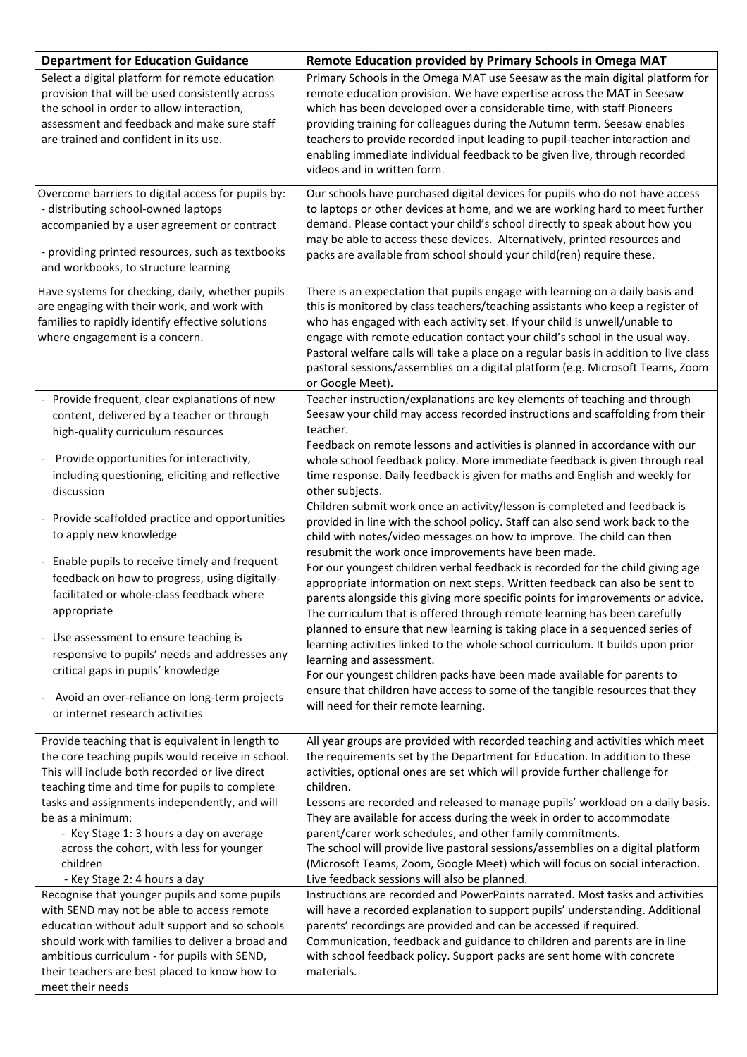| Department for Education Guidance | Remote Education provided by Primary Schools in Omega MAT |
|---|---|
| Select a digital platform for remote education provision that will be used consistently across the school in order to allow interaction, assessment and feedback and make sure staff are trained and confident in its use. | Primary Schools in the Omega MAT use Seesaw as the main digital platform for remote education provision. We have expertise across the MAT in Seesaw which has been developed over a considerable time, with staff Pioneers providing training for colleagues during the Autumn term. Seesaw enables teachers to provide recorded input leading to pupil-teacher interaction and enabling immediate individual feedback to be given live, through recorded videos and in written form. |
| Overcome barriers to digital access for pupils by:<br>- distributing school-owned laptops accompanied by a user agreement or contract<br>- providing printed resources, such as textbooks and workbooks, to structure learning | Our schools have purchased digital devices for pupils who do not have access to laptops or other devices at home, and we are working hard to meet further demand. Please contact your child's school directly to speak about how you may be able to access these devices. Alternatively, printed resources and packs are available from school should your child(ren) require these. |
| Have systems for checking, daily, whether pupils are engaging with their work, and work with families to rapidly identify effective solutions where engagement is a concern. | There is an expectation that pupils engage with learning on a daily basis and this is monitored by class teachers/teaching assistants who keep a register of who has engaged with each activity set. If your child is unwell/unable to engage with remote education contact your child's school in the usual way. Pastoral welfare calls will take a place on a regular basis in addition to live class pastoral sessions/assemblies on a digital platform (e.g. Microsoft Teams, Zoom or Google Meet). |
| - Provide frequent, clear explanations of new content, delivered by a teacher or through high-quality curriculum resources<br>- Provide opportunities for interactivity, including questioning, eliciting and reflective discussion<br>- Provide scaffolded practice and opportunities to apply new knowledge<br>- Enable pupils to receive timely and frequent feedback on how to progress, using digitally-facilitated or whole-class feedback where appropriate<br>- Use assessment to ensure teaching is responsive to pupils' needs and addresses any critical gaps in pupils' knowledge<br>- Avoid an over-reliance on long-term projects or internet research activities | Teacher instruction/explanations are key elements of teaching and through Seesaw your child may access recorded instructions and scaffolding from their teacher.<br>Feedback on remote lessons and activities is planned in accordance with our whole school feedback policy. More immediate feedback is given through real time response. Daily feedback is given for maths and English and weekly for other subjects.<br>Children submit work once an activity/lesson is completed and feedback is provided in line with the school policy. Staff can also send work back to the child with notes/video messages on how to improve. The child can then resubmit the work once improvements have been made.<br>For our youngest children verbal feedback is recorded for the child giving age appropriate information on next steps. Written feedback can also be sent to parents alongside this giving more specific points for improvements or advice.<br>The curriculum that is offered through remote learning has been carefully planned to ensure that new learning is taking place in a sequenced series of learning activities linked to the whole school curriculum. It builds upon prior learning and assessment.<br>For our youngest children packs have been made available for parents to ensure that children have access to some of the tangible resources that they will need for their remote learning. |
| Provide teaching that is equivalent in length to the core teaching pupils would receive in school. This will include both recorded or live direct teaching time and time for pupils to complete tasks and assignments independently, and will be as a minimum:<br>- Key Stage 1: 3 hours a day on average across the cohort, with less for younger children<br>- Key Stage 2: 4 hours a day | All year groups are provided with recorded teaching and activities which meet the requirements set by the Department for Education. In addition to these activities, optional ones are set which will provide further challenge for children.<br>Lessons are recorded and released to manage pupils' workload on a daily basis. They are available for access during the week in order to accommodate parent/carer work schedules, and other family commitments.<br>The school will provide live pastoral sessions/assemblies on a digital platform (Microsoft Teams, Zoom, Google Meet) which will focus on social interaction. Live feedback sessions will also be planned. |
| Recognise that younger pupils and some pupils with SEND may not be able to access remote education without adult support and so schools should work with families to deliver a broad and ambitious curriculum - for pupils with SEND, their teachers are best placed to know how to meet their needs | Instructions are recorded and PowerPoints narrated. Most tasks and activities will have a recorded explanation to support pupils' understanding. Additional parents' recordings are provided and can be accessed if required.<br>Communication, feedback and guidance to children and parents are in line with school feedback policy. Support packs are sent home with concrete materials. |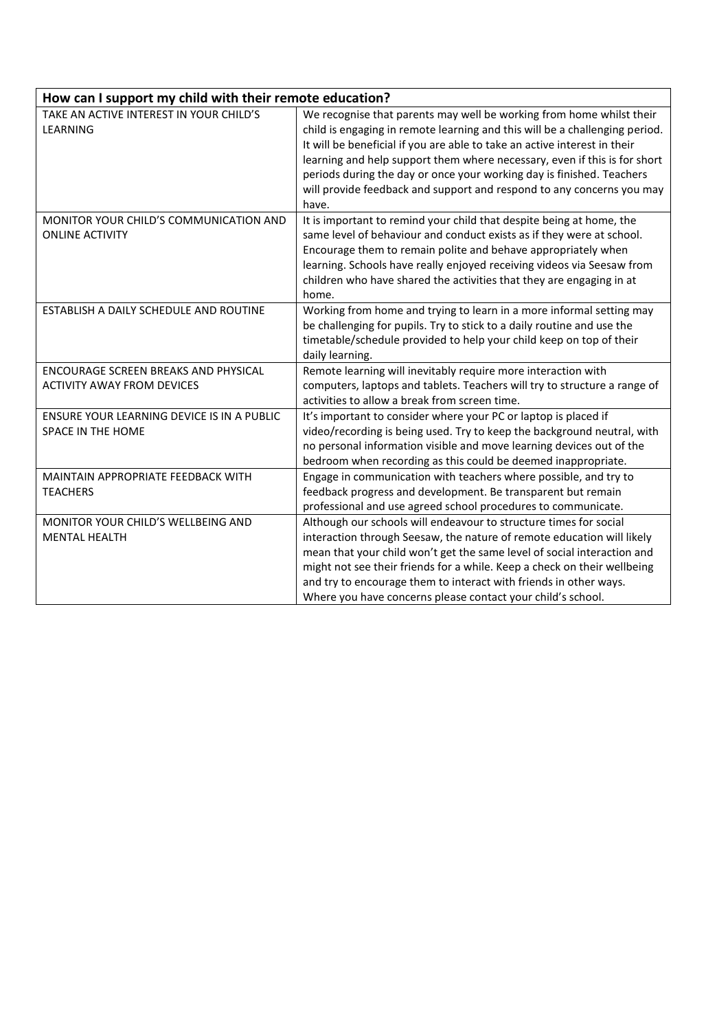| How can I support my child with their remote education? | |
|---|---|
| TAKE AN ACTIVE INTEREST IN YOUR CHILD'S LEARNING | We recognise that parents may well be working from home whilst their child is engaging in remote learning and this will be a challenging period. It will be beneficial if you are able to take an active interest in their learning and help support them where necessary, even if this is for short periods during the day or once your working day is finished. Teachers will provide feedback and support and respond to any concerns you may have. |
| MONITOR YOUR CHILD'S COMMUNICATION AND ONLINE ACTIVITY | It is important to remind your child that despite being at home, the same level of behaviour and conduct exists as if they were at school. Encourage them to remain polite and behave appropriately when learning. Schools have really enjoyed receiving videos via Seesaw from children who have shared the activities that they are engaging in at home. |
| ESTABLISH A DAILY SCHEDULE AND ROUTINE | Working from home and trying to learn in a more informal setting may be challenging for pupils. Try to stick to a daily routine and use the timetable/schedule provided to help your child keep on top of their daily learning. |
| ENCOURAGE SCREEN BREAKS AND PHYSICAL ACTIVITY AWAY FROM DEVICES | Remote learning will inevitably require more interaction with computers, laptops and tablets. Teachers will try to structure a range of activities to allow a break from screen time. |
| ENSURE YOUR LEARNING DEVICE IS IN A PUBLIC SPACE IN THE HOME | It's important to consider where your PC or laptop is placed if video/recording is being used. Try to keep the background neutral, with no personal information visible and move learning devices out of the bedroom when recording as this could be deemed inappropriate. |
| MAINTAIN APPROPRIATE FEEDBACK WITH TEACHERS | Engage in communication with teachers where possible, and try to feedback progress and development. Be transparent but remain professional and use agreed school procedures to communicate. |
| MONITOR YOUR CHILD'S WELLBEING AND MENTAL HEALTH | Although our schools will endeavour to structure times for social interaction through Seesaw, the nature of remote education will likely mean that your child won't get the same level of social interaction and might not see their friends for a while. Keep a check on their wellbeing and try to encourage them to interact with friends in other ways. Where you have concerns please contact your child's school. |